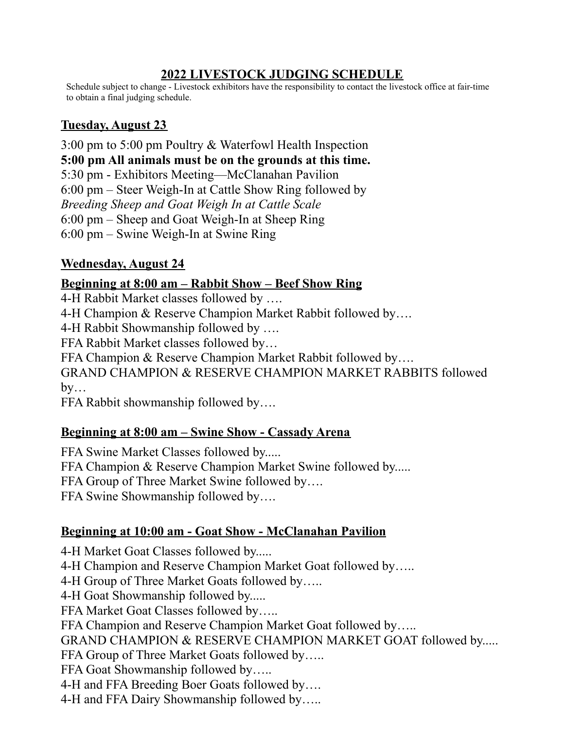# 2022 LIVESTOCK JUDGING SCHEDULE

Schedule subject to change - Livestock exhibitors have the responsibility to contact the livestock office at fair-time to obtain a final judging schedule.

## Tuesday, August 23

3:00 pm to 5:00 pm Poultry & Waterfowl Health Inspection
**5:00 pm All animals must be on the grounds at this time.**
5:30 pm - Exhibitors Meeting—McClanahan Pavilion
6:00 pm – Steer Weigh-In at Cattle Show Ring followed by
*Breeding Sheep and Goat Weigh In at Cattle Scale*
6:00 pm – Sheep and Goat Weigh-In at Sheep Ring
6:00 pm – Swine Weigh-In at Swine Ring

## Wednesday, August 24

### Beginning at 8:00 am – Rabbit Show – Beef Show Ring

4-H Rabbit Market classes followed by ….
4-H Champion & Reserve Champion Market Rabbit followed by….
4-H Rabbit Showmanship followed by ….
FFA Rabbit Market classes followed by…
FFA Champion & Reserve Champion Market Rabbit followed by….
GRAND CHAMPION & RESERVE CHAMPION MARKET RABBITS followed by…
FFA Rabbit showmanship followed by….

### Beginning at 8:00 am – Swine Show - Cassady Arena

FFA Swine Market Classes followed by.....
FFA Champion & Reserve Champion Market Swine followed by.....
FFA Group of Three Market Swine followed by….
FFA Swine Showmanship followed by….

### Beginning at 10:00 am - Goat Show - McClanahan Pavilion

4-H Market Goat Classes followed by.....
4-H Champion and Reserve Champion Market Goat followed by…..
4-H Group of Three Market Goats followed by…..
4-H Goat Showmanship followed by.....
FFA Market Goat Classes followed by…..
FFA Champion and Reserve Champion Market Goat followed by…..
GRAND CHAMPION & RESERVE CHAMPION MARKET GOAT followed by.....
FFA Group of Three Market Goats followed by…..
FFA Goat Showmanship followed by…..
4-H and FFA Breeding Boer Goats followed by….
4-H and FFA Dairy Showmanship followed by…..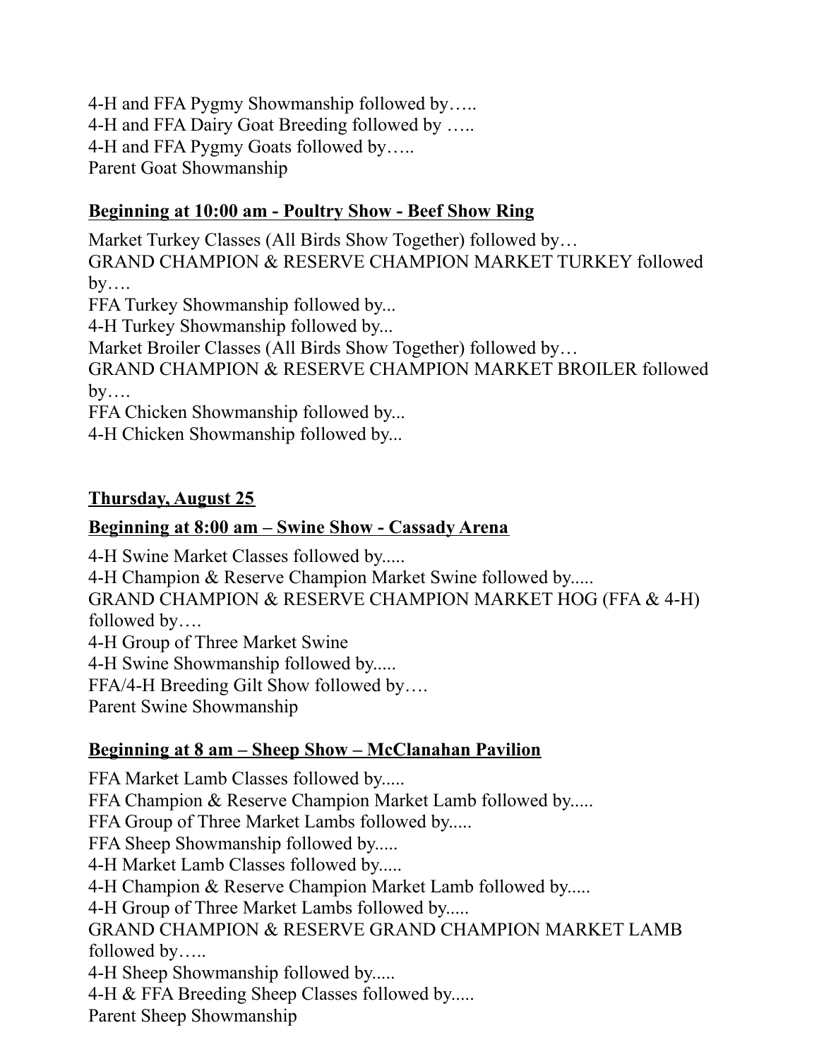4-H and FFA Pygmy Showmanship followed by…..
4-H and FFA Dairy Goat Breeding followed by …..
4-H and FFA Pygmy Goats followed by…..
Parent Goat Showmanship

**<u>Beginning at 10:00 am - Poultry Show - Beef Show Ring</u>**

Market Turkey Classes (All Birds Show Together) followed by…
GRAND CHAMPION & RESERVE CHAMPION MARKET TURKEY followed by….
FFA Turkey Showmanship followed by...
4-H Turkey Showmanship followed by...
Market Broiler Classes (All Birds Show Together) followed by…
GRAND CHAMPION & RESERVE CHAMPION MARKET BROILER followed by….
FFA Chicken Showmanship followed by...
4-H Chicken Showmanship followed by...

**<u>Thursday, August 25</u>**

**<u>Beginning at 8:00 am – Swine Show - Cassady Arena</u>**

4-H Swine Market Classes followed by.....
4-H Champion & Reserve Champion Market Swine followed by.....
GRAND CHAMPION & RESERVE CHAMPION MARKET HOG (FFA & 4-H) followed by….
4-H Group of Three Market Swine
4-H Swine Showmanship followed by.....
FFA/4-H Breeding Gilt Show followed by….
Parent Swine Showmanship

**<u>Beginning at 8 am – Sheep Show – McClanahan Pavilion</u>**

FFA Market Lamb Classes followed by.....
FFA Champion & Reserve Champion Market Lamb followed by.....
FFA Group of Three Market Lambs followed by.....
FFA Sheep Showmanship followed by.....
4-H Market Lamb Classes followed by.....
4-H Champion & Reserve Champion Market Lamb followed by.....
4-H Group of Three Market Lambs followed by.....
GRAND CHAMPION & RESERVE GRAND CHAMPION MARKET LAMB followed by…..
4-H Sheep Showmanship followed by.....
4-H & FFA Breeding Sheep Classes followed by.....
Parent Sheep Showmanship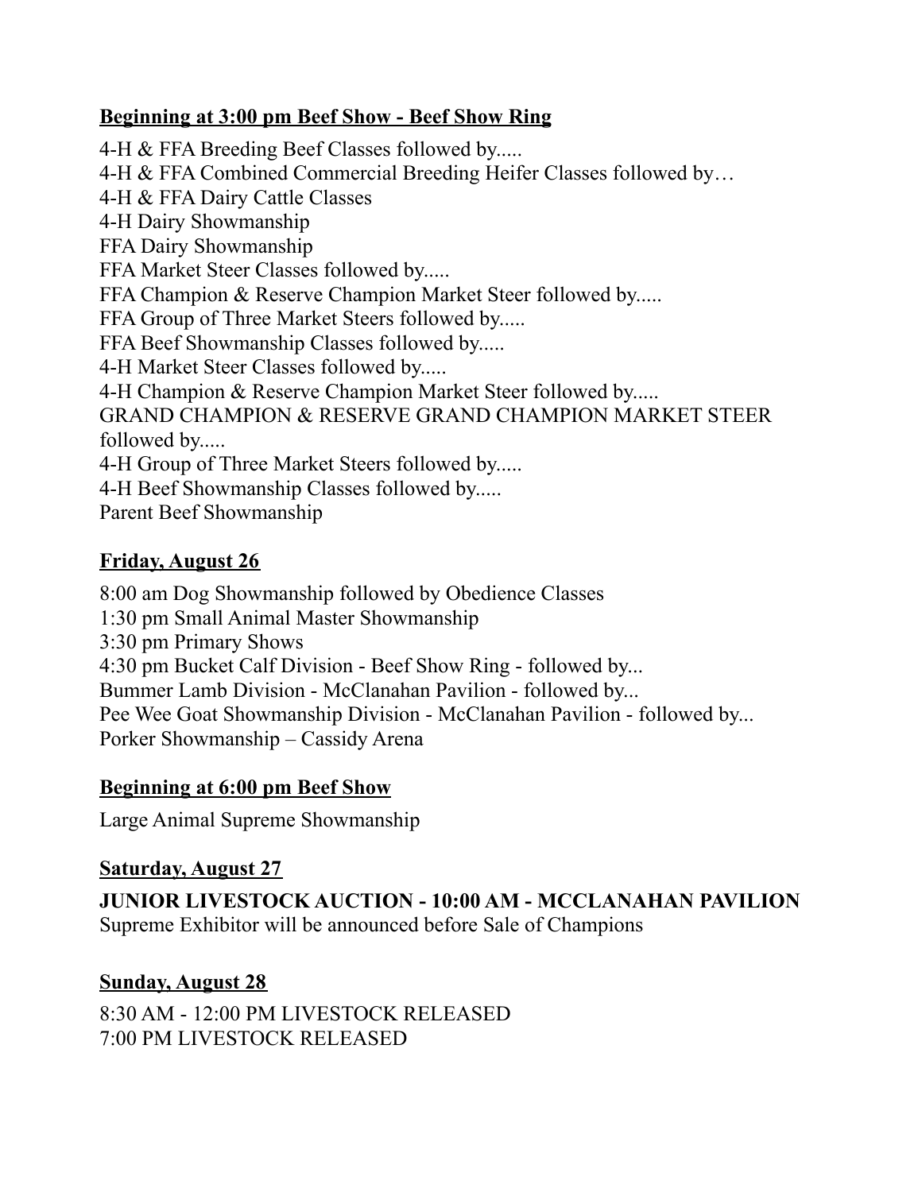**Beginning at 3:00 pm Beef Show - Beef Show Ring**

4-H & FFA Breeding Beef Classes followed by.....
4-H & FFA Combined Commercial Breeding Heifer Classes followed by…
4-H & FFA Dairy Cattle Classes
4-H Dairy Showmanship
FFA Dairy Showmanship
FFA Market Steer Classes followed by.....
FFA Champion & Reserve Champion Market Steer followed by.....
FFA Group of Three Market Steers followed by.....
FFA Beef Showmanship Classes followed by.....
4-H Market Steer Classes followed by.....
4-H Champion & Reserve Champion Market Steer followed by.....
GRAND CHAMPION & RESERVE GRAND CHAMPION MARKET STEER followed by.....
4-H Group of Three Market Steers followed by.....
4-H Beef Showmanship Classes followed by.....
Parent Beef Showmanship

**Friday, August 26**

8:00 am Dog Showmanship followed by Obedience Classes
1:30 pm Small Animal Master Showmanship
3:30 pm Primary Shows
4:30 pm Bucket Calf Division - Beef Show Ring - followed by...
Bummer Lamb Division - McClanahan Pavilion - followed by...
Pee Wee Goat Showmanship Division - McClanahan Pavilion - followed by...
Porker Showmanship – Cassidy Arena

**Beginning at 6:00 pm Beef Show**

Large Animal Supreme Showmanship

**Saturday, August 27**

**JUNIOR LIVESTOCK AUCTION - 10:00 AM - MCCLANAHAN PAVILION**
Supreme Exhibitor will be announced before Sale of Champions

**Sunday, August 28**

8:30 AM - 12:00 PM LIVESTOCK RELEASED
7:00 PM LIVESTOCK RELEASED